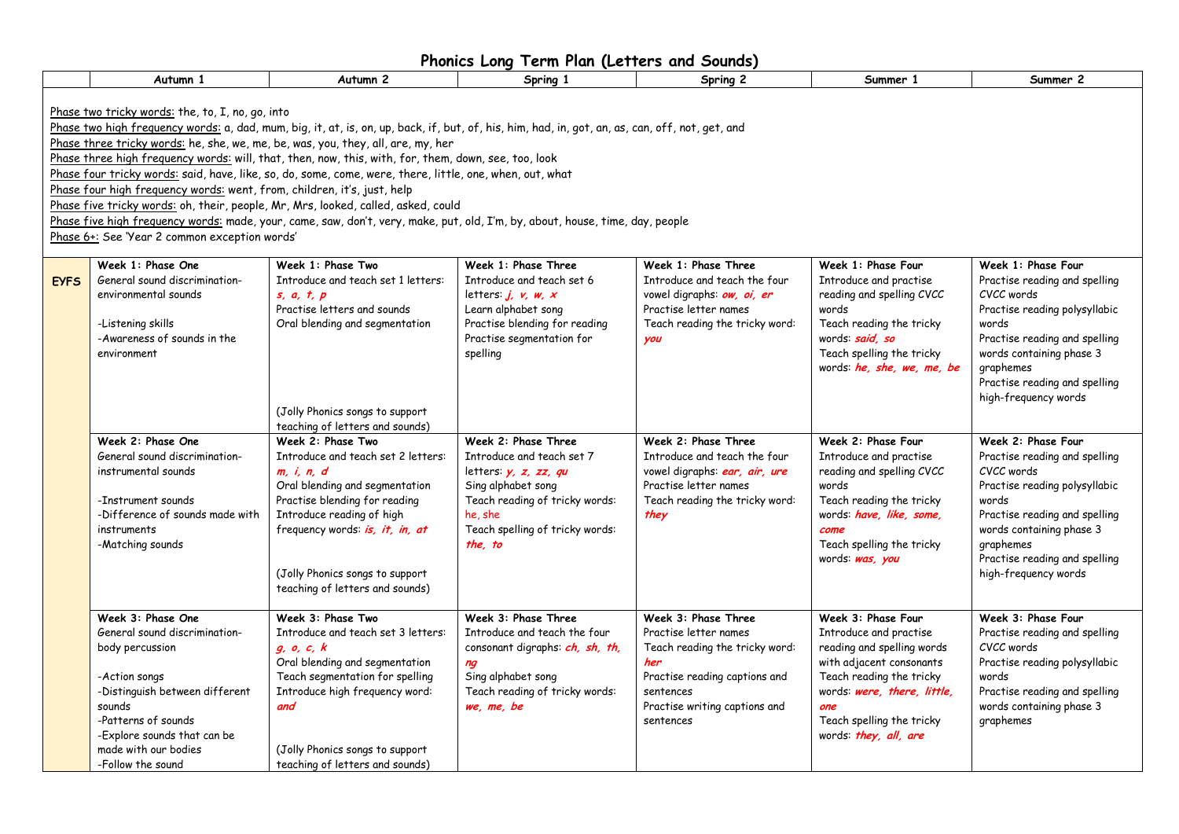# Phonics Long Term Plan (Letters and Sounds)

| | Autumn 1 | Autumn 2 | Spring 1 | Spring 2 | Summer 1 | Summer 2 |
|---|---|---|---|---|---|---|
| Phase two tricky words: the, to, I, no, go, into<br>Phase two high frequency words: a, dad, mum, big, it, at, is, on, up, back, if, but, of, his, him, had, in, got, an, as, can, off, not, get, and<br>Phase three tricky words: he, she, we, me, be, was, you, they, all, are, my, her<br>Phase three high frequency words: will, that, then, now, this, with, for, them, down, see, too, look<br>Phase four tricky words: said, have, like, so, do, some, come, were, there, little, one, when, out, what<br>Phase four high frequency words: went, from, children, it's, just, help<br>Phase five tricky words: oh, their, people, Mr, Mrs, looked, called, asked, could<br>Phase five high frequency words: made, your, came, saw, don't, very, make, put, old, I'm, by, about, house, time, day, people<br>Phase 6+: See 'Year 2 common exception words' | | | | | | |
| **EYFS** | **Week 1: Phase One**<br>General sound discrimination- environmental sounds<br><br>-Listening skills<br>-Awareness of sounds in the environment | **Week 1: Phase Two**<br>Introduce and teach set 1 letters: ***s, a, t, p***<br>Practise letters and sounds<br>Oral blending and segmentation<br><br>(Jolly Phonics songs to support teaching of letters and sounds) | **Week 1: Phase Three**<br>Introduce and teach set 6 letters: ***j, v, w, x***<br>Learn alphabet song<br>Practise blending for reading<br>Practise segmentation for spelling | **Week 1: Phase Three**<br>Introduce and teach the four vowel digraphs: ***ow, oi, er***<br>Practise letter names<br>Teach reading the tricky word: ***you*** | **Week 1: Phase Four**<br>Introduce and practise reading and spelling CVCC words<br>Teach reading the tricky words: ***said, so***<br>Teach spelling the tricky words: ***he, she, we, me, be*** | **Week 1: Phase Four**<br>Practise reading and spelling CVCC words<br>Practise reading polysyllabic words<br>Practise reading and spelling words containing phase 3 graphemes<br>Practise reading and spelling high-frequency words |
| | **Week 2: Phase One**<br>General sound discrimination- instrumental sounds<br><br>-Instrument sounds<br>-Difference of sounds made with instruments<br>-Matching sounds | **Week 2: Phase Two**<br>Introduce and teach set 2 letters: ***m, i, n, d***<br>Oral blending and segmentation<br>Practise blending for reading<br>Introduce reading of high frequency words: ***is, it, in, at***<br><br>(Jolly Phonics songs to support teaching of letters and sounds) | **Week 2: Phase Three**<br>Introduce and teach set 7 letters: ***y, z, zz, qu***<br>Sing alphabet song<br>Teach reading of tricky words: he, she<br>Teach spelling of tricky words: ***the, to*** | **Week 2: Phase Three**<br>Introduce and teach the four vowel digraphs: ***ear, air, ure***<br>Practise letter names<br>Teach reading the tricky word: ***they*** | **Week 2: Phase Four**<br>Introduce and practise reading and spelling CVCC words<br>Teach reading the tricky words: ***have, like, some, come***<br>Teach spelling the tricky words: ***was, you*** | **Week 2: Phase Four**<br>Practise reading and spelling CVCC words<br>Practise reading polysyllabic words<br>Practise reading and spelling words containing phase 3 graphemes<br>Practise reading and spelling high-frequency words |
| | **Week 3: Phase One**<br>General sound discrimination- body percussion<br><br>-Action songs<br>-Distinguish between different sounds<br>-Patterns of sounds<br>-Explore sounds that can be made with our bodies<br>-Follow the sound | **Week 3: Phase Two**<br>Introduce and teach set 3 letters: ***g, o, c, k***<br>Oral blending and segmentation<br>Teach segmentation for spelling<br>Introduce high frequency word: ***and***<br><br>(Jolly Phonics songs to support teaching of letters and sounds) | **Week 3: Phase Three**<br>Introduce and teach the four consonant digraphs: ***ch, sh, th, ng***<br>Sing alphabet song<br>Teach reading of tricky words: ***we, me, be*** | **Week 3: Phase Three**<br>Practise letter names<br>Teach reading the tricky word: ***her***<br>Practise reading captions and sentences<br>Practise writing captions and sentences | **Week 3: Phase Four**<br>Introduce and practise reading and spelling words with adjacent consonants<br>Teach reading the tricky words: ***were, there, little, one***<br>Teach spelling the tricky words: ***they, all, are*** | **Week 3: Phase Four**<br>Practise reading and spelling CVCC words<br>Practise reading polysyllabic words<br>Practise reading and spelling words containing phase 3 graphemes |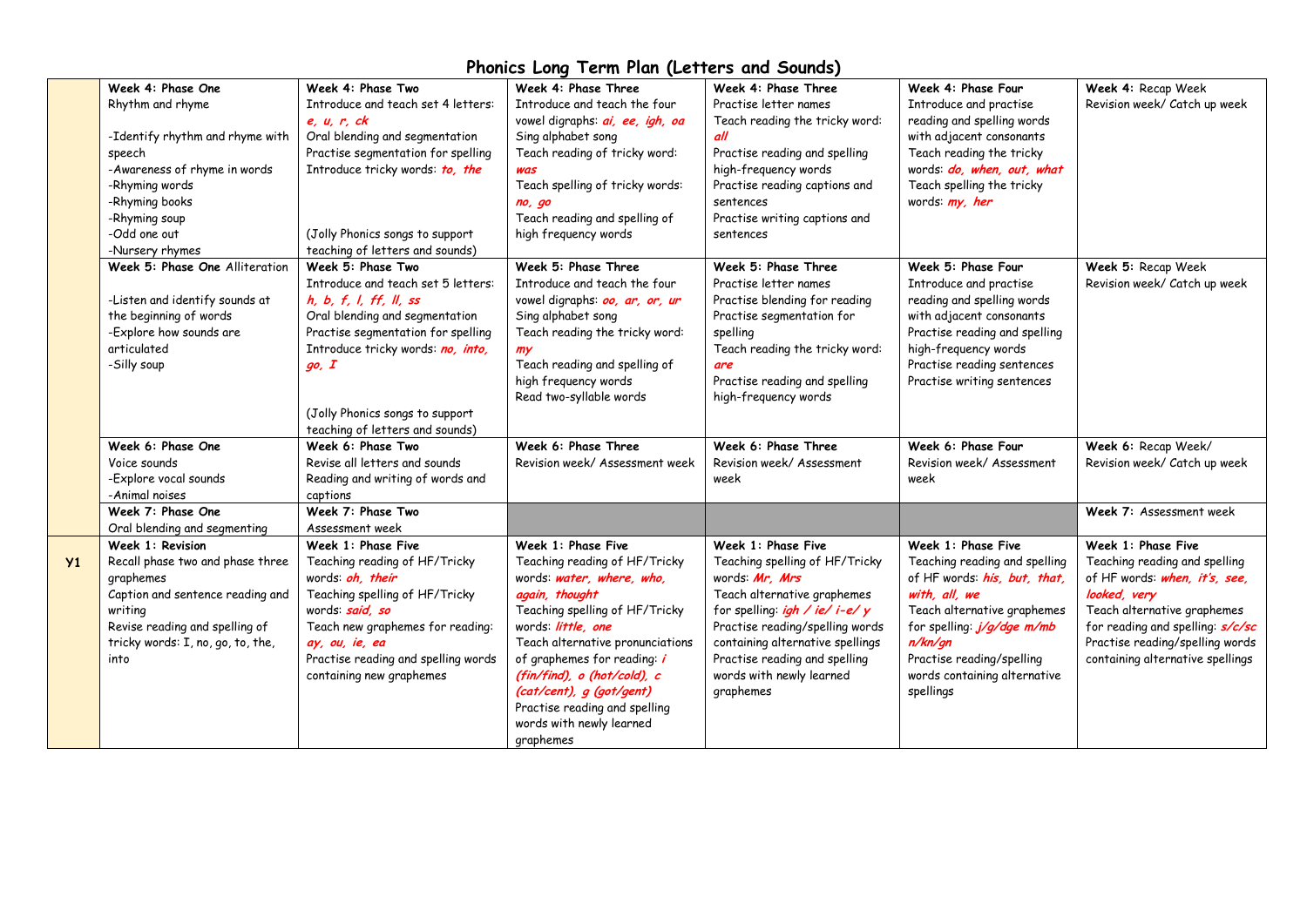# Phonics Long Term Plan (Letters and Sounds)

| | | | | | | |
|---|---|---|---|---|---|---|
| | **Week 4: Phase One**<br>Rhythm and rhyme<br><br>-Identify rhythm and rhyme with speech<br>-Awareness of rhyme in words<br>-Rhyming words<br>-Rhyming books<br>-Rhyming soup<br>-Odd one out<br>-Nursery rhymes | **Week 4: Phase Two**<br>Introduce and teach set 4 letters: ***e, u, r, ck***<br>Oral blending and segmentation<br>Practise segmentation for spelling<br>Introduce tricky words: ***to, the***<br><br><br>(Jolly Phonics songs to support teaching of letters and sounds) | **Week 4: Phase Three**<br>Introduce and teach the four vowel digraphs: ***ai, ee, igh, oa***<br>Sing alphabet song<br>Teach reading of tricky word: ***was***<br>Teach spelling of tricky words: ***no, go***<br>Teach reading and spelling of high frequency words | **Week 4: Phase Three**<br>Practise letter names<br>Teach reading the tricky word: ***all***<br>Practise reading and spelling high-frequency words<br>Practise reading captions and sentences<br>Practise writing captions and sentences | **Week 4: Phase Four**<br>Introduce and practise reading and spelling words with adjacent consonants<br>Teach reading the tricky words: ***do, when, out, what***<br>Teach spelling the tricky words: ***my, her*** | **Week 4:** Recap Week<br>Revision week/ Catch up week |
| | **Week 5: Phase One** Alliteration<br><br>-Listen and identify sounds at the beginning of words<br>-Explore how sounds are articulated<br>-Silly soup | **Week 5: Phase Two**<br>Introduce and teach set 5 letters: ***h, b, f, l, ff, ll, ss***<br>Oral blending and segmentation<br>Practise segmentation for spelling<br>Introduce tricky words: ***no, into, go, I***<br><br>(Jolly Phonics songs to support teaching of letters and sounds) | **Week 5: Phase Three**<br>Introduce and teach the four vowel digraphs: ***oo, ar, or, ur***<br>Sing alphabet song<br>Teach reading the tricky word: ***my***<br>Teach reading and spelling of high frequency words<br>Read two-syllable words | **Week 5: Phase Three**<br>Practise letter names<br>Practise blending for reading<br>Practise segmentation for spelling<br>Teach reading the tricky word: ***are***<br>Practise reading and spelling high-frequency words | **Week 5: Phase Four**<br>Introduce and practise reading and spelling words with adjacent consonants<br>Practise reading and spelling high-frequency words<br>Practise reading sentences<br>Practise writing sentences | **Week 5:** Recap Week<br>Revision week/ Catch up week |
| | **Week 6: Phase One**<br>Voice sounds<br>-Explore vocal sounds<br>-Animal noises | **Week 6: Phase Two**<br>Revise all letters and sounds<br>Reading and writing of words and captions | **Week 6: Phase Three**<br>Revision week/ Assessment week | **Week 6: Phase Three**<br>Revision week/ Assessment week | **Week 6: Phase Four**<br>Revision week/ Assessment week | **Week 6:** Recap Week/<br>Revision week/ Catch up week |
| | **Week 7: Phase One**<br>Oral blending and segmenting | **Week 7: Phase Two**<br>Assessment week | | | | **Week 7:** Assessment week |
| **Y1** | **Week 1: Revision**<br>Recall phase two and phase three graphemes<br>Caption and sentence reading and writing<br>Revise reading and spelling of tricky words: I, no, go, to, the, into | **Week 1: Phase Five**<br>Teaching reading of HF/Tricky words: ***oh, their***<br>Teaching spelling of HF/Tricky words: ***said, so***<br>Teach new graphemes for reading: ***ay, ou, ie, ea***<br>Practise reading and spelling words containing new graphemes | **Week 1: Phase Five**<br>Teaching reading of HF/Tricky words: ***water, where, who, again, thought***<br>Teaching spelling of HF/Tricky words: ***little, one***<br>Teach alternative pronunciations of graphemes for reading: ***i (fin/find), o (hot/cold), c (cat/cent), g (got/gent)***<br>Practise reading and spelling words with newly learned graphemes | **Week 1: Phase Five**<br>Teaching spelling of HF/Tricky words: ***Mr, Mrs***<br>Teach alternative graphemes for spelling: ***igh / ie/ i-e/ y***<br>Practise reading/spelling words containing alternative spellings<br>Practise reading and spelling words with newly learned graphemes | **Week 1: Phase Five**<br>Teaching reading and spelling of HF words: ***his, but, that, with, all, we***<br>Teach alternative graphemes for spelling: ***j/g/dge m/mb n/kn/gn***<br>Practise reading/spelling words containing alternative spellings | **Week 1: Phase Five**<br>Teaching reading and spelling of HF words: ***when, it's, see, looked, very***<br>Teach alternative graphemes for reading and spelling: ***s/c/sc***<br>Practise reading/spelling words containing alternative spellings |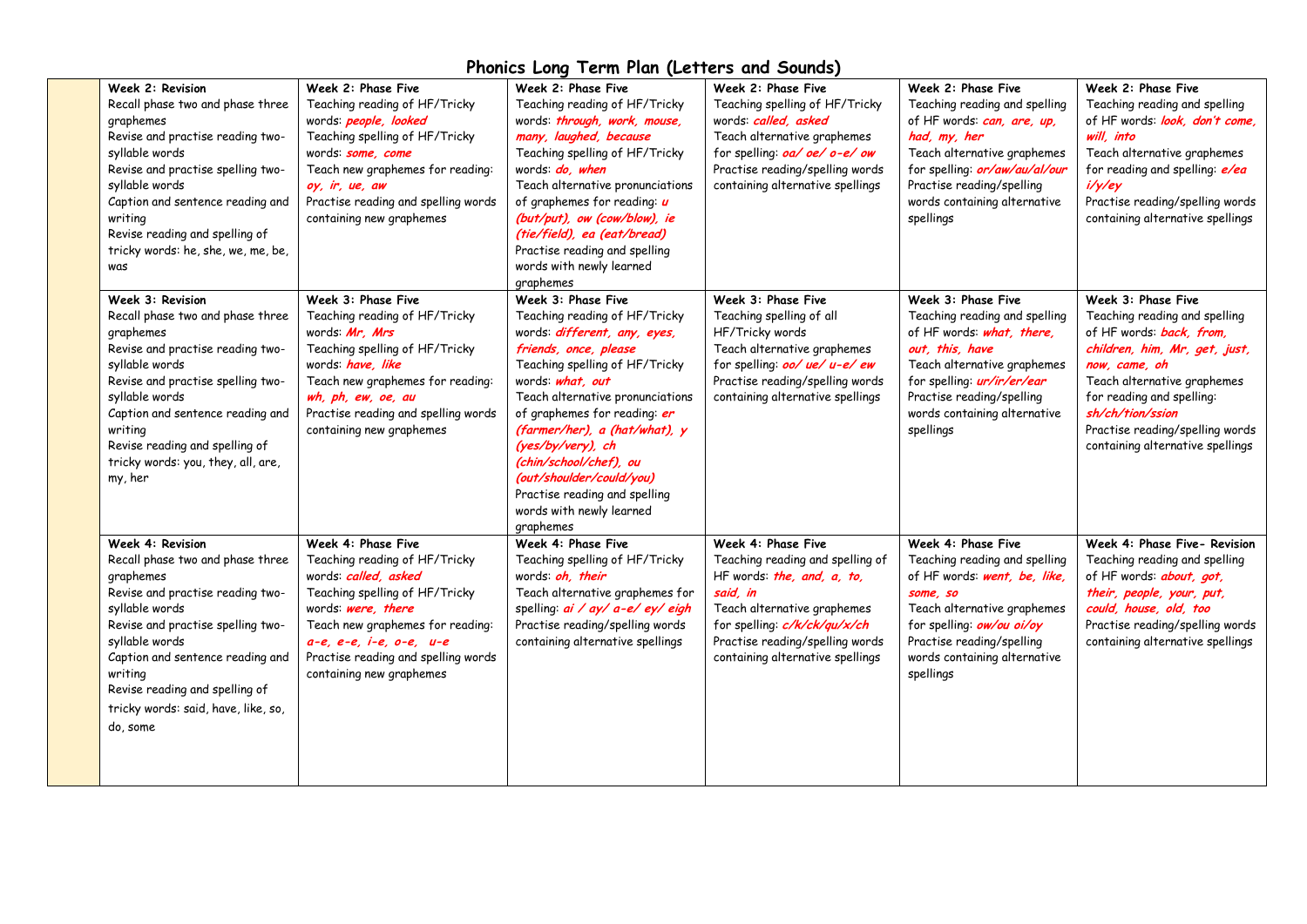# Phonics Long Term Plan (Letters and Sounds)

| | | | | | | |
|---|---|---|---|---|---|---|
| | **Week 2: Revision**<br>Recall phase two and phase three graphemes<br>Revise and practise reading two-syllable words<br>Revise and practise spelling two-syllable words<br>Caption and sentence reading and writing<br>Revise reading and spelling of tricky words: he, she, we, me, be, was | **Week 2: Phase Five**<br>Teaching reading of HF/Tricky words: ***people, looked***<br>Teaching spelling of HF/Tricky words: ***some, come***<br>Teach new graphemes for reading: ***oy, ir, ue, aw***<br>Practise reading and spelling words containing new graphemes | **Week 2: Phase Five**<br>Teaching reading of HF/Tricky words: ***through, work, mouse, many, laughed, because***<br>Teaching spelling of HF/Tricky words: ***do, when***<br>Teach alternative pronunciations of graphemes for reading: ***u (but/put), ow (cow/blow), ie (tie/field), ea (eat/bread)***<br>Practise reading and spelling words with newly learned graphemes | **Week 2: Phase Five**<br>Teaching spelling of HF/Tricky words: ***called, asked***<br>Teach alternative graphemes for spelling: ***oa/ oe/ o-e/ ow***<br>Practise reading/spelling words containing alternative spellings | **Week 2: Phase Five**<br>Teaching reading and spelling of HF words: ***can, are, up, had, my, her***<br>Teach alternative graphemes for spelling: ***or/aw/au/al/our***<br>Practise reading/spelling words containing alternative spellings | **Week 2: Phase Five**<br>Teaching reading and spelling of HF words: ***look, don't come, will, into***<br>Teach alternative graphemes for reading and spelling: ***e/ea i/y/ey***<br>Practise reading/spelling words containing alternative spellings |
| | **Week 3: Revision**<br>Recall phase two and phase three graphemes<br>Revise and practise reading two-syllable words<br>Revise and practise spelling two-syllable words<br>Caption and sentence reading and writing<br>Revise reading and spelling of tricky words: you, they, all, are, my, her | **Week 3: Phase Five**<br>Teaching reading of HF/Tricky words: ***Mr, Mrs***<br>Teaching spelling of HF/Tricky words: ***have, like***<br>Teach new graphemes for reading: ***wh, ph, ew, oe, au***<br>Practise reading and spelling words containing new graphemes | **Week 3: Phase Five**<br>Teaching reading of HF/Tricky words: ***different, any, eyes, friends, once, please***<br>Teaching spelling of HF/Tricky words: ***what, out***<br>Teach alternative pronunciations of graphemes for reading: ***er (farmer/her), a (hat/what), y (yes/by/very), ch (chin/school/chef), ou (out/shoulder/could/you)***<br>Practise reading and spelling words with newly learned graphemes | **Week 3: Phase Five**<br>Teaching spelling of all HF/Tricky words<br>Teach alternative graphemes for spelling: ***oo/ ue/ u-e/ ew***<br>Practise reading/spelling words containing alternative spellings | **Week 3: Phase Five**<br>Teaching reading and spelling of HF words: ***what, there, out, this, have***<br>Teach alternative graphemes for spelling: ***ur/ir/er/ear***<br>Practise reading/spelling words containing alternative spellings | **Week 3: Phase Five**<br>Teaching reading and spelling of HF words: ***back, from, children, him, Mr, get, just, now, came, oh***<br>Teach alternative graphemes for reading and spelling: ***sh/ch/tion/ssion***<br>Practise reading/spelling words containing alternative spellings |
| | **Week 4: Revision**<br>Recall phase two and phase three graphemes<br>Revise and practise reading two-syllable words<br>Revise and practise spelling two-syllable words<br>Caption and sentence reading and writing<br>Revise reading and spelling of tricky words: said, have, like, so, do, some | **Week 4: Phase Five**<br>Teaching reading of HF/Tricky words: ***called, asked***<br>Teaching spelling of HF/Tricky words: ***were, there***<br>Teach new graphemes for reading: ***a-e, e-e, i-e, o-e, u-e***<br>Practise reading and spelling words containing new graphemes | **Week 4: Phase Five**<br>Teaching spelling of HF/Tricky words: ***oh, their***<br>Teach alternative graphemes for spelling: ***ai / ay/ a-e/ ey/ eigh***<br>Practise reading/spelling words containing alternative spellings | **Week 4: Phase Five**<br>Teaching reading and spelling of HF words: ***the, and, a, to, said, in***<br>Teach alternative graphemes for spelling: ***c/k/ck/qu/x/ch***<br>Practise reading/spelling words containing alternative spellings | **Week 4: Phase Five**<br>Teaching reading and spelling of HF words: ***went, be, like, some, so***<br>Teach alternative graphemes for spelling: ***ow/ou oi/oy***<br>Practise reading/spelling words containing alternative spellings | **Week 4: Phase Five- Revision**<br>Teaching reading and spelling of HF words: ***about, got, their, people, your, put, could, house, old, too***<br>Practise reading/spelling words containing alternative spellings |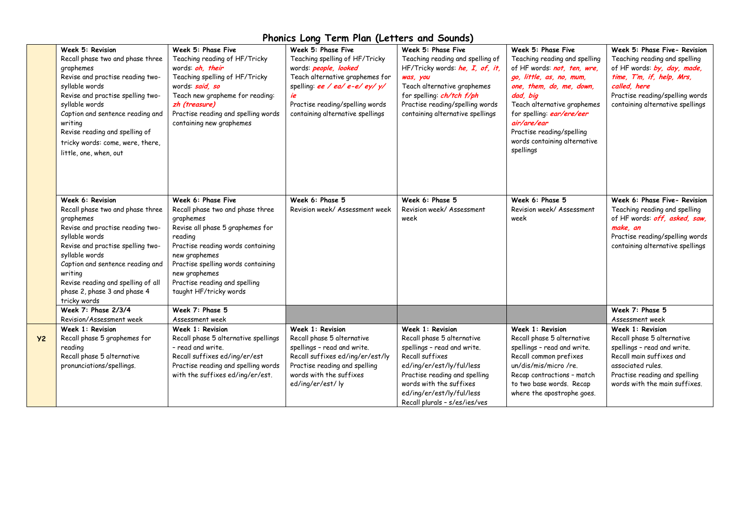# Phonics Long Term Plan (Letters and Sounds)

| | | | | | | |
|---|---|---|---|---|---|---|
| | **Week 5: Revision**<br>Recall phase two and phase three graphemes<br>Revise and practise reading two-syllable words<br>Revise and practise spelling two-syllable words<br>Caption and sentence reading and writing<br>Revise reading and spelling of tricky words: come, were, there, little, one, when, out | **Week 5: Phase Five**<br>Teaching reading of HF/Tricky words: ***oh, their***<br>Teaching spelling of HF/Tricky words: ***said, so***<br>Teach new grapheme for reading: ***zh (treasure)***<br>Practise reading and spelling words containing new graphemes | **Week 5: Phase Five**<br>Teaching spelling of HF/Tricky words: ***people, looked***<br>Teach alternative graphemes for spelling: ***ee / ea/ e-e/ ey/ y/ ie***<br>Practise reading/spelling words containing alternative spellings | **Week 5: Phase Five**<br>Teaching reading and spelling of HF/Tricky words: ***he, I, of, it, was, you***<br>Teach alternative graphemes for spelling: ***ch/tch f/ph***<br>Practise reading/spelling words containing alternative spellings | **Week 5: Phase Five**<br>Teaching reading and spelling of HF words: ***not, ten, wre, go, little, as, no, mum, one, them, do, me, down, dad, big***<br>Teach alternative graphemes for spelling: ***ear/ere/eer air/are/ear***<br>Practise reading/spelling words containing alternative spellings | **Week 5: Phase Five- Revision**<br>Teaching reading and spelling of HF words: ***by, day, made, time, I'm, if, help, Mrs, called, here***<br>Practise reading/spelling words containing alternative spellings |
| | **Week 6: Revision**<br>Recall phase two and phase three graphemes<br>Revise and practise reading two-syllable words<br>Revise and practise spelling two-syllable words<br>Caption and sentence reading and writing<br>Revise reading and spelling of all phase 2, phase 3 and phase 4 tricky words | **Week 6: Phase Five**<br>Recall phase two and phase three graphemes<br>Revise all phase 5 graphemes for reading<br>Practise reading words containing new graphemes<br>Practise spelling words containing new graphemes<br>Practise reading and spelling taught HF/tricky words | **Week 6: Phase 5**<br>Revision week/ Assessment week | **Week 6: Phase 5**<br>Revision week/ Assessment week | **Week 6: Phase 5**<br>Revision week/ Assessment week | **Week 6: Phase Five- Revision**<br>Teaching reading and spelling of HF words: ***off, asked, saw, make, an***<br>Practise reading/spelling words containing alternative spellings |
| | **Week 7: Phase 2/3/4**<br>Revision/Assessment week | **Week 7: Phase 5**<br>Assessment week | | | | **Week 7: Phase 5**<br>Assessment week |
| **Y2** | **Week 1: Revision**<br>Recall phase 5 graphemes for reading<br>Recall phase 5 alternative pronunciations/spellings. | **Week 1: Revision**<br>Recall phase 5 alternative spellings – read and write.<br>Recall suffixes ed/ing/er/est<br>Practise reading and spelling words with the suffixes ed/ing/er/est. | **Week 1: Revision**<br>Recall phase 5 alternative spellings – read and write.<br>Recall suffixes ed/ing/er/est/ly<br>Practise reading and spelling words with the suffixes ed/ing/er/est/ ly | **Week 1: Revision**<br>Recall phase 5 alternative spellings – read and write.<br>Recall suffixes ed/ing/er/est/ly/ful/less<br>Practise reading and spelling words with the suffixes ed/ing/er/est/ly/ful/less<br>Recall plurals – s/es/ies/ves | **Week 1: Revision**<br>Recall phase 5 alternative spellings – read and write.<br>Recall common prefixes un/dis/mis/micro /re.<br>Recap contractions – match to two base words. Recap where the apostrophe goes. | **Week 1: Revision**<br>Recall phase 5 alternative spellings – read and write.<br>Recall main suffixes and associated rules.<br>Practise reading and spelling words with the main suffixes. |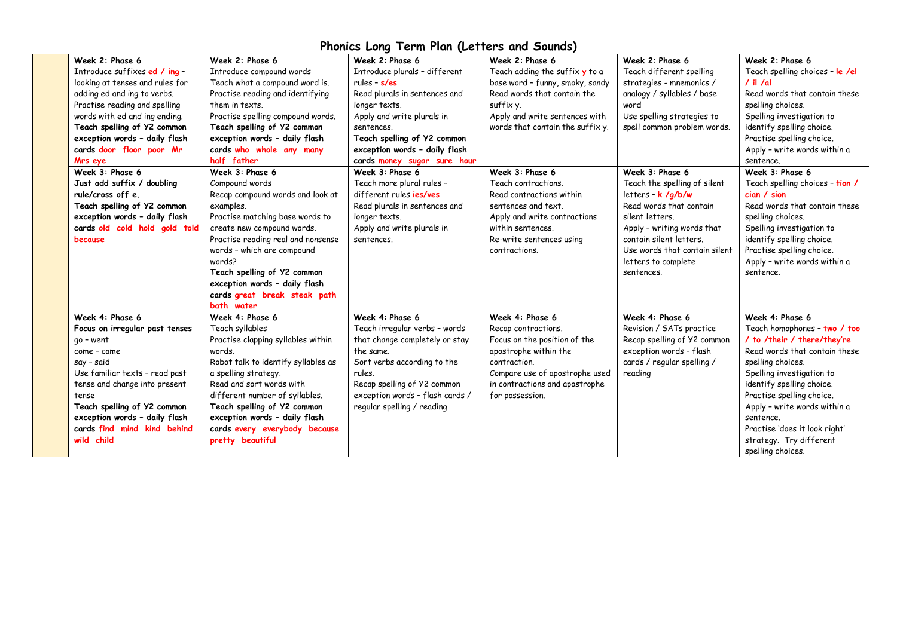# Phonics Long Term Plan (Letters and Sounds)

| | | | | | | |
|---|---|---|---|---|---|---|
| | **Week 2: Phase 6**<br>Introduce suffixes **ed / ing** – looking at tenses and rules for adding ed and ing to verbs.<br>Practise reading and spelling words with ed and ing ending.<br>**Teach spelling of Y2 common exception words – daily flash cards** **door floor poor Mr Mrs eye** | **Week 2: Phase 6**<br>Introduce compound words<br>Teach what a compound word is.<br>Practise reading and identifying them in texts.<br>Practise spelling compound words.<br>**Teach spelling of Y2 common exception words – daily flash cards** **who whole any many half father** | **Week 2: Phase 6**<br>Introduce plurals – different rules – **s/es**<br>Read plurals in sentences and longer texts.<br>Apply and write plurals in sentences.<br>**Teach spelling of Y2 common exception words – daily flash cards** **money sugar sure hour** | **Week 2: Phase 6**<br>Teach adding the suffix **y** to a base word – funny, smoky, sandy<br>Read words that contain the suffix y.<br>Apply and write sentences with words that contain the suffix y. | **Week 2: Phase 6**<br>Teach different spelling strategies – mnemonics / analogy / syllables / base word<br>Use spelling strategies to spell common problem words. | **Week 2: Phase 6**<br>Teach spelling choices – **le /el / il /al**<br>Read words that contain these spelling choices.<br>Spelling investigation to identify spelling choice.<br>Practise spelling choice.<br>Apply – write words within a sentence. |
| | **Week 3: Phase 6**<br>**Just add suffix / doubling rule/cross off e.**<br>**Teach spelling of Y2 common exception words – daily flash cards** **old cold hold gold told because** | **Week 3: Phase 6**<br>Compound words<br>Recap compound words and look at examples.<br>Practise matching base words to create new compound words.<br>Practise reading real and nonsense words – which are compound words?<br>**Teach spelling of Y2 common exception words – daily flash cards** **great break steak path bath water** | **Week 3: Phase 6**<br>Teach more plural rules – different rules **ies/ves**<br>Read plurals in sentences and longer texts.<br>Apply and write plurals in sentences. | **Week 3: Phase 6**<br>Teach contractions.<br>Read contractions within sentences and text.<br>Apply and write contractions within sentences.<br>Re-write sentences using contractions. | **Week 3: Phase 6**<br>Teach the spelling of silent letters – **k /g/b/w**<br>Read words that contain silent letters.<br>Apply – writing words that contain silent letters.<br>Use words that contain silent letters to complete sentences. | **Week 3: Phase 6**<br>Teach spelling choices – **tion / cian / sion**<br>Read words that contain these spelling choices.<br>Spelling investigation to identify spelling choice.<br>Practise spelling choice.<br>Apply – write words within a sentence. |
| | **Week 4: Phase 6**<br>**Focus on irregular past tenses**<br>go – went<br>come – came<br>say – said<br>Use familiar texts – read past tense and change into present tense<br>**Teach spelling of Y2 common exception words – daily flash cards** **find mind kind behind wild child** | **Week 4: Phase 6**<br>Teach syllables<br>Practise clapping syllables within words.<br>Robot talk to identify syllables as a spelling strategy.<br>Read and sort words with different number of syllables.<br>**Teach spelling of Y2 common exception words – daily flash cards** **every everybody because pretty beautiful** | **Week 4: Phase 6**<br>Teach irregular verbs – words that change completely or stay the same.<br>Sort verbs according to the rules.<br>Recap spelling of Y2 common exception words – flash cards / regular spelling / reading | **Week 4: Phase 6**<br>Recap contractions.<br>Focus on the position of the apostrophe within the contraction.<br>Compare use of apostrophe used in contractions and apostrophe for possession. | **Week 4: Phase 6**<br>Revision / SATs practice<br>Recap spelling of Y2 common exception words – flash cards / regular spelling / reading | **Week 4: Phase 6**<br>Teach homophones – **two / too / to /their / there/they're**<br>Read words that contain these spelling choices.<br>Spelling investigation to identify spelling choice.<br>Practise spelling choice.<br>Apply – write words within a sentence.<br>Practise 'does it look right' strategy. Try different spelling choices. |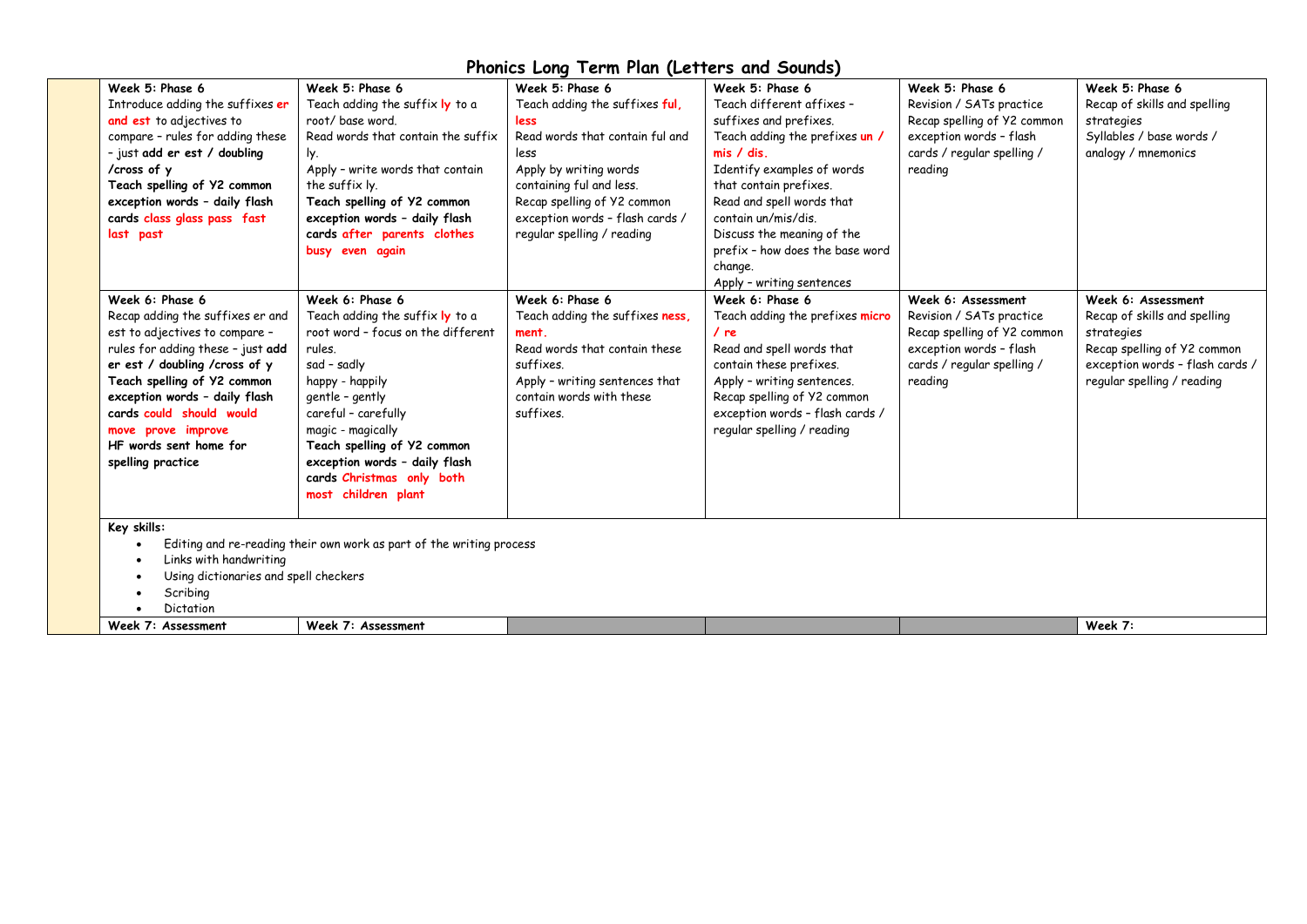# Phonics Long Term Plan (Letters and Sounds)

| | | | | | | |
|---|---|---|---|---|---|---|
| | **Week 5: Phase 6** Introduce adding the suffixes **er and est** to adjectives to compare – rules for adding these – just **add er est / doubling /cross of y** **Teach spelling of Y2 common exception words – daily flash cards class glass pass fast last past** | **Week 5: Phase 6** Teach adding the suffix **ly** to a root/ base word. Read words that contain the suffix ly. Apply – write words that contain the suffix ly. **Teach spelling of Y2 common exception words – daily flash cards after parents clothes busy even again** | **Week 5: Phase 6** Teach adding the suffixes **ful, less** Read words that contain ful and less Apply by writing words containing ful and less. Recap spelling of Y2 common exception words – flash cards / regular spelling / reading | **Week 5: Phase 6** Teach different affixes – suffixes and prefixes. Teach adding the prefixes **un / mis / dis.** Identify examples of words that contain prefixes. Read and spell words that contain un/mis/dis. Discuss the meaning of the prefix – how does the base word change. Apply – writing sentences | **Week 5: Phase 6** Revision / SATs practice Recap spelling of Y2 common exception words – flash cards / regular spelling / reading | **Week 5: Phase 6** Recap of skills and spelling strategies Syllables / base words / analogy / mnemonics |
| | **Week 6: Phase 6** Recap adding the suffixes er and est to adjectives to compare – rules for adding these – just **add er est / doubling /cross of y** **Teach spelling of Y2 common exception words – daily flash cards could should would move prove improve** **HF words sent home for spelling practice** | **Week 6: Phase 6** Teach adding the suffix **ly** to a root word – focus on the different rules. sad – sadly happy – happily gentle – gently careful – carefully magic – magically **Teach spelling of Y2 common exception words – daily flash cards Christmas only both most children plant** | **Week 6: Phase 6** Teach adding the suffixes **ness, ment.** Read words that contain these suffixes. Apply – writing sentences that contain words with these suffixes. | **Week 6: Phase 6** Teach adding the prefixes **micro / re** Read and spell words that contain these prefixes. Apply – writing sentences. Recap spelling of Y2 common exception words – flash cards / regular spelling / reading | **Week 6: Assessment** Revision / SATs practice Recap spelling of Y2 common exception words – flash cards / regular spelling / reading | **Week 6: Assessment** Recap of skills and spelling strategies Recap spelling of Y2 common exception words – flash cards / regular spelling / reading |
| | **Key skills:** • Editing and re-reading their own work as part of the writing process • Links with handwriting • Using dictionaries and spell checkers • Scribing • Dictation | | | | | |
| | **Week 7: Assessment** | **Week 7: Assessment** | | | | **Week 7:** |